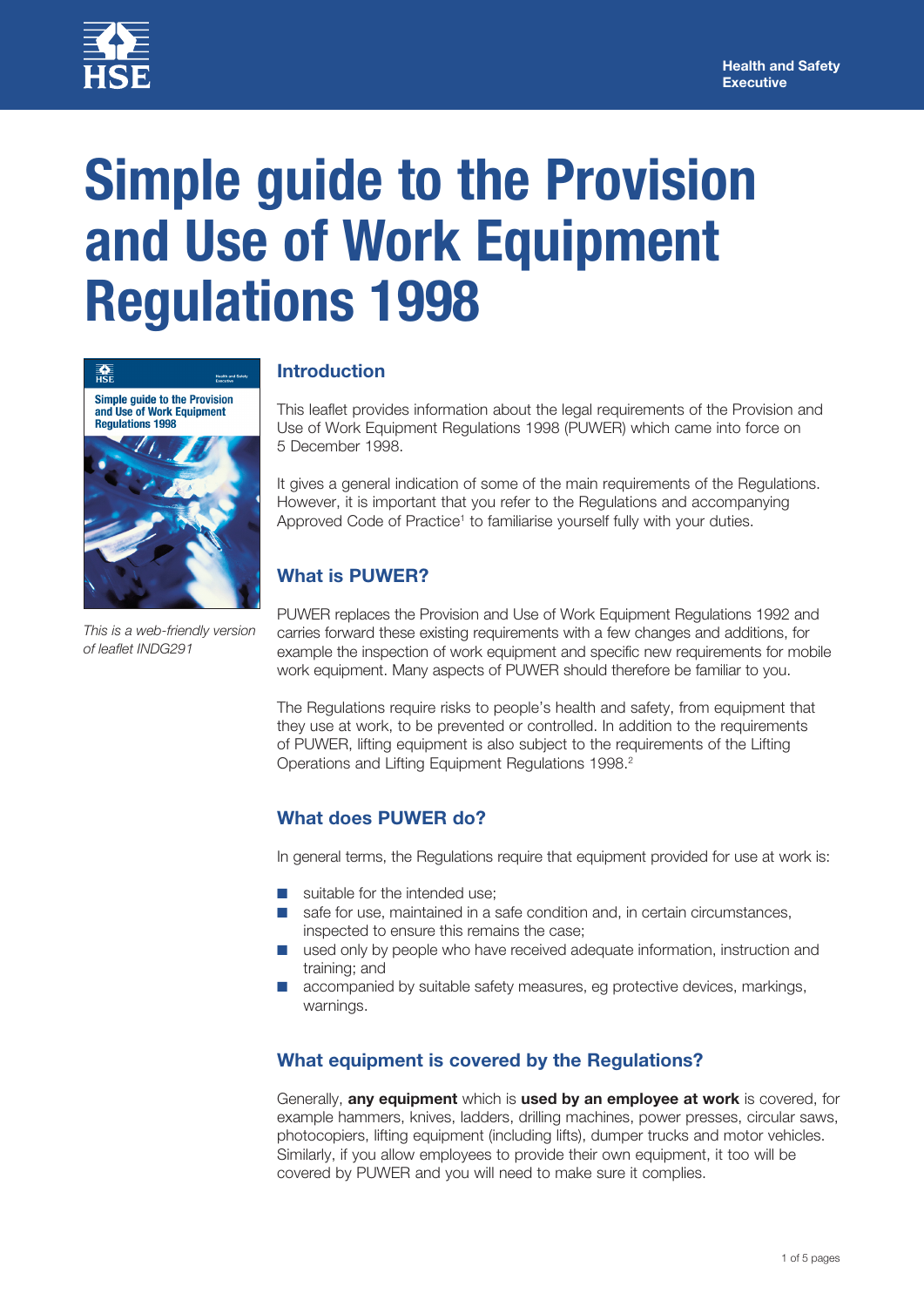# Simple guide to the Provision and Use of Work Equipment Regulations 1998

*This is a web-friendly version of leaflet INDG291*

## Introduction

This leaflet provides information about the legal requirements of the Provision and Use of Work Equipment Regulations 1998 (PUWER) which came into force on 5 December 1998.

It gives a general indication of some of the main requirements of the Regulations. However, it is important that you refer to the Regulations and accompanying Approved Code of Practice[1] to familiarise yourself fully with your duties.

## What is PUWER?

PUWER replaces the Provision and Use of Work Equipment Regulations 1992 and carries forward these existing requirements with a few changes and additions, for example the inspection of work equipment and specific new requirements for mobile work equipment. Many aspects of PUWER should therefore be familiar to you.

The Regulations require risks to people's health and safety, from equipment that they use at work, to be prevented or controlled. In addition to the requirements of PUWER, lifting equipment is also subject to the requirements of the Lifting Operations and Lifting Equipment Regulations 1998.[2]

## What does PUWER do?

In general terms, the Regulations require that equipment provided for use at work is:

- suitable for the intended use;
- safe for use, maintained in a safe condition and, in certain circumstances, inspected to ensure this remains the case;
- used only by people who have received adequate information, instruction and training; and
- accompanied by suitable safety measures, eg protective devices, markings, warnings.

## What equipment is covered by the Regulations?

Generally, **any equipment** which is **used by an employee at work** is covered, for example hammers, knives, ladders, drilling machines, power presses, circular saws, photocopiers, lifting equipment (including lifts), dumper trucks and motor vehicles. Similarly, if you allow employees to provide their own equipment, it too will be covered by PUWER and you will need to make sure it complies.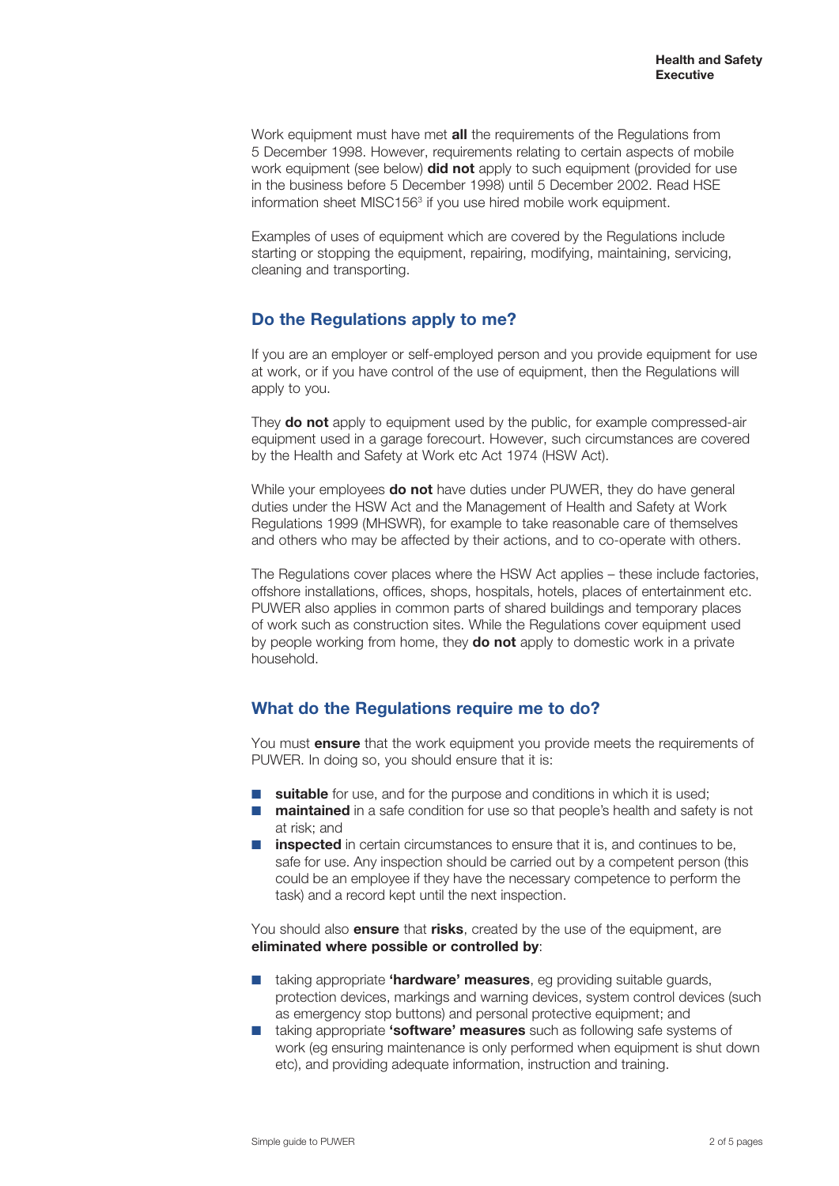Work equipment must have met **all** the requirements of the Regulations from 5 December 1998. However, requirements relating to certain aspects of mobile work equipment (see below) **did not** apply to such equipment (provided for use in the business before 5 December 1998) until 5 December 2002. Read HSE information sheet MISC156[3] if you use hired mobile work equipment.

Examples of uses of equipment which are covered by the Regulations include starting or stopping the equipment, repairing, modifying, maintaining, servicing, cleaning and transporting.

## Do the Regulations apply to me?

If you are an employer or self-employed person and you provide equipment for use at work, or if you have control of the use of equipment, then the Regulations will apply to you.

They **do not** apply to equipment used by the public, for example compressed-air equipment used in a garage forecourt. However, such circumstances are covered by the Health and Safety at Work etc Act 1974 (HSW Act).

While your employees **do not** have duties under PUWER, they do have general duties under the HSW Act and the Management of Health and Safety at Work Regulations 1999 (MHSWR), for example to take reasonable care of themselves and others who may be affected by their actions, and to co-operate with others.

The Regulations cover places where the HSW Act applies – these include factories, offshore installations, offices, shops, hospitals, hotels, places of entertainment etc. PUWER also applies in common parts of shared buildings and temporary places of work such as construction sites. While the Regulations cover equipment used by people working from home, they **do not** apply to domestic work in a private household.

## What do the Regulations require me to do?

You must **ensure** that the work equipment you provide meets the requirements of PUWER. In doing so, you should ensure that it is:

- **suitable** for use, and for the purpose and conditions in which it is used;
- **maintained** in a safe condition for use so that people's health and safety is not at risk; and
- **inspected** in certain circumstances to ensure that it is, and continues to be, safe for use. Any inspection should be carried out by a competent person (this could be an employee if they have the necessary competence to perform the task) and a record kept until the next inspection.

You should also **ensure** that **risks**, created by the use of the equipment, are **eliminated where possible or controlled by**:

- taking appropriate **'hardware' measures**, eg providing suitable guards, protection devices, markings and warning devices, system control devices (such as emergency stop buttons) and personal protective equipment; and
- taking appropriate **'software' measures** such as following safe systems of work (eg ensuring maintenance is only performed when equipment is shut down etc), and providing adequate information, instruction and training.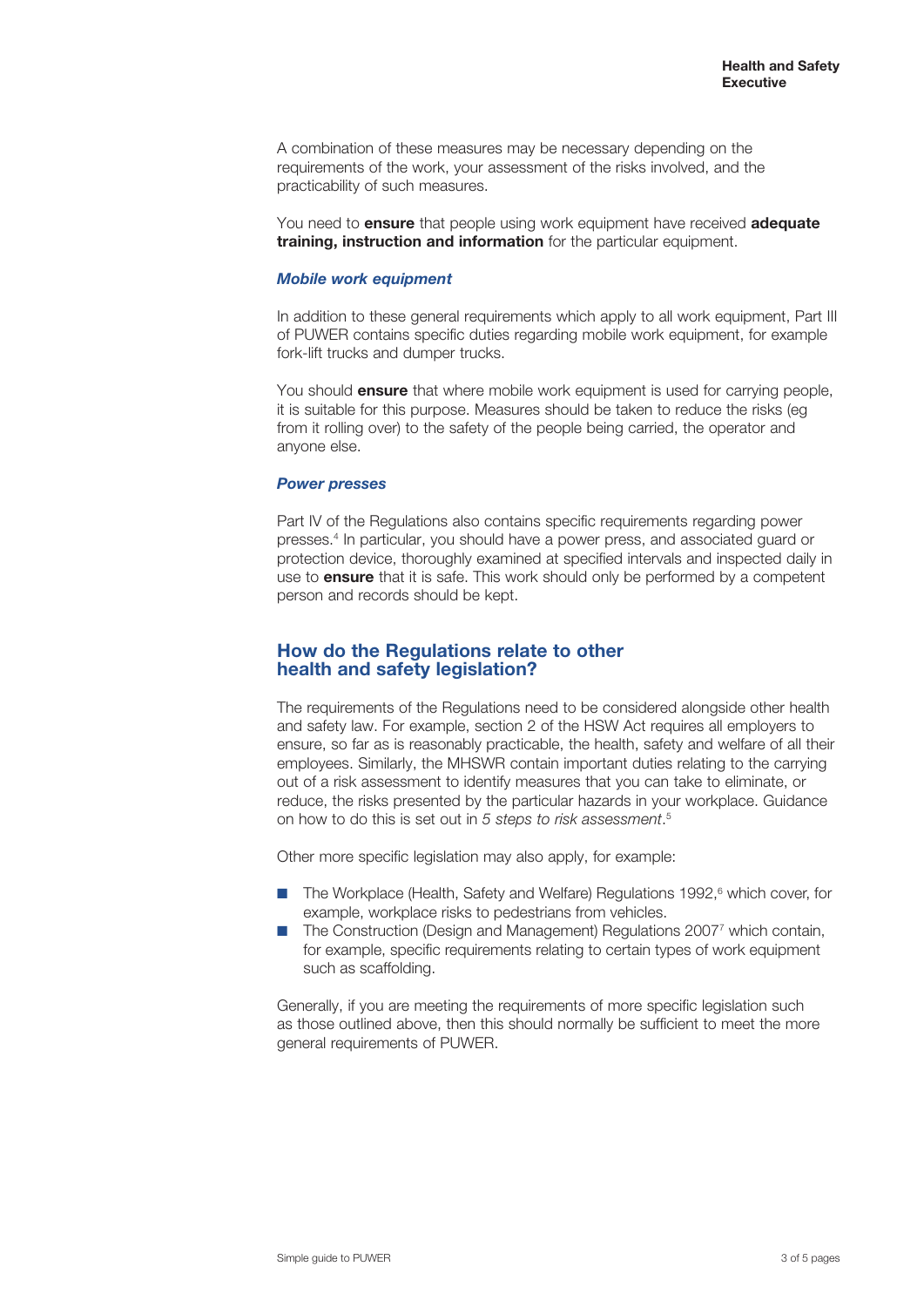A combination of these measures may be necessary depending on the requirements of the work, your assessment of the risks involved, and the practicability of such measures.

You need to **ensure** that people using work equipment have received **adequate training, instruction and information** for the particular equipment.

### *Mobile work equipment*

In addition to these general requirements which apply to all work equipment, Part III of PUWER contains specific duties regarding mobile work equipment, for example fork-lift trucks and dumper trucks.

You should **ensure** that where mobile work equipment is used for carrying people, it is suitable for this purpose. Measures should be taken to reduce the risks (eg from it rolling over) to the safety of the people being carried, the operator and anyone else.

### *Power presses*

Part IV of the Regulations also contains specific requirements regarding power presses.[4] In particular, you should have a power press, and associated guard or protection device, thoroughly examined at specified intervals and inspected daily in use to **ensure** that it is safe. This work should only be performed by a competent person and records should be kept.

## How do the Regulations relate to other health and safety legislation?

The requirements of the Regulations need to be considered alongside other health and safety law. For example, section 2 of the HSW Act requires all employers to ensure, so far as is reasonably practicable, the health, safety and welfare of all their employees. Similarly, the MHSWR contain important duties relating to the carrying out of a risk assessment to identify measures that you can take to eliminate, or reduce, the risks presented by the particular hazards in your workplace. Guidance on how to do this is set out in *5 steps to risk assessment*.[5]

Other more specific legislation may also apply, for example:

- The Workplace (Health, Safety and Welfare) Regulations 1992,[6] which cover, for example, workplace risks to pedestrians from vehicles.
- The Construction (Design and Management) Regulations 2007[7] which contain, for example, specific requirements relating to certain types of work equipment such as scaffolding.

Generally, if you are meeting the requirements of more specific legislation such as those outlined above, then this should normally be sufficient to meet the more general requirements of PUWER.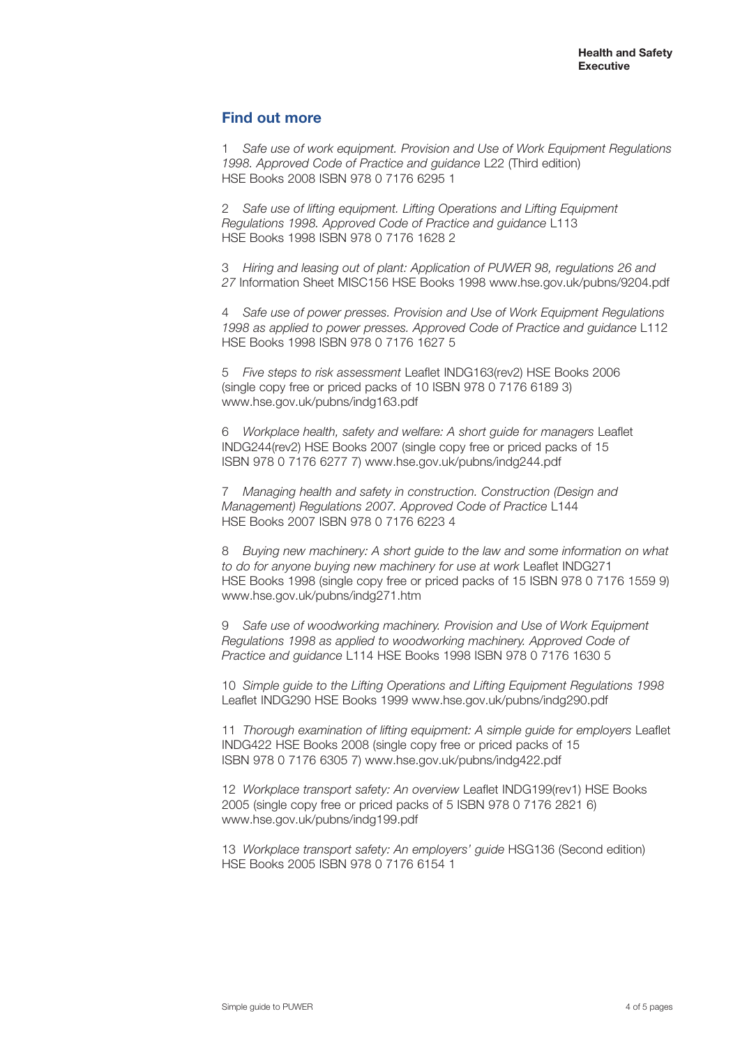## Find out more

1 *Safe use of work equipment. Provision and Use of Work Equipment Regulations 1998. Approved Code of Practice and guidance* L22 (Third edition) HSE Books 2008 ISBN 978 0 7176 6295 1

2 *Safe use of lifting equipment. Lifting Operations and Lifting Equipment Regulations 1998. Approved Code of Practice and guidance* L113 HSE Books 1998 ISBN 978 0 7176 1628 2

3 *Hiring and leasing out of plant: Application of PUWER 98, regulations 26 and 27* Information Sheet MISC156 HSE Books 1998 www.hse.gov.uk/pubns/9204.pdf

4 *Safe use of power presses. Provision and Use of Work Equipment Regulations 1998 as applied to power presses. Approved Code of Practice and guidance* L112 HSE Books 1998 ISBN 978 0 7176 1627 5

5 *Five steps to risk assessment* Leaflet INDG163(rev2) HSE Books 2006 (single copy free or priced packs of 10 ISBN 978 0 7176 6189 3) www.hse.gov.uk/pubns/indg163.pdf

6 *Workplace health, safety and welfare: A short guide for managers* Leaflet INDG244(rev2) HSE Books 2007 (single copy free or priced packs of 15 ISBN 978 0 7176 6277 7) www.hse.gov.uk/pubns/indg244.pdf

7 *Managing health and safety in construction. Construction (Design and Management) Regulations 2007. Approved Code of Practice* L144 HSE Books 2007 ISBN 978 0 7176 6223 4

8 *Buying new machinery: A short guide to the law and some information on what to do for anyone buying new machinery for use at work* Leaflet INDG271 HSE Books 1998 (single copy free or priced packs of 15 ISBN 978 0 7176 1559 9) www.hse.gov.uk/pubns/indg271.htm

9 *Safe use of woodworking machinery. Provision and Use of Work Equipment Regulations 1998 as applied to woodworking machinery. Approved Code of Practice and guidance* L114 HSE Books 1998 ISBN 978 0 7176 1630 5

10 *Simple guide to the Lifting Operations and Lifting Equipment Regulations 1998* Leaflet INDG290 HSE Books 1999 www.hse.gov.uk/pubns/indg290.pdf

11 *Thorough examination of lifting equipment: A simple guide for employers* Leaflet INDG422 HSE Books 2008 (single copy free or priced packs of 15 ISBN 978 0 7176 6305 7) www.hse.gov.uk/pubns/indg422.pdf

12 *Workplace transport safety: An overview* Leaflet INDG199(rev1) HSE Books 2005 (single copy free or priced packs of 5 ISBN 978 0 7176 2821 6) www.hse.gov.uk/pubns/indg199.pdf

13 *Workplace transport safety: An employers' guide* HSG136 (Second edition) HSE Books 2005 ISBN 978 0 7176 6154 1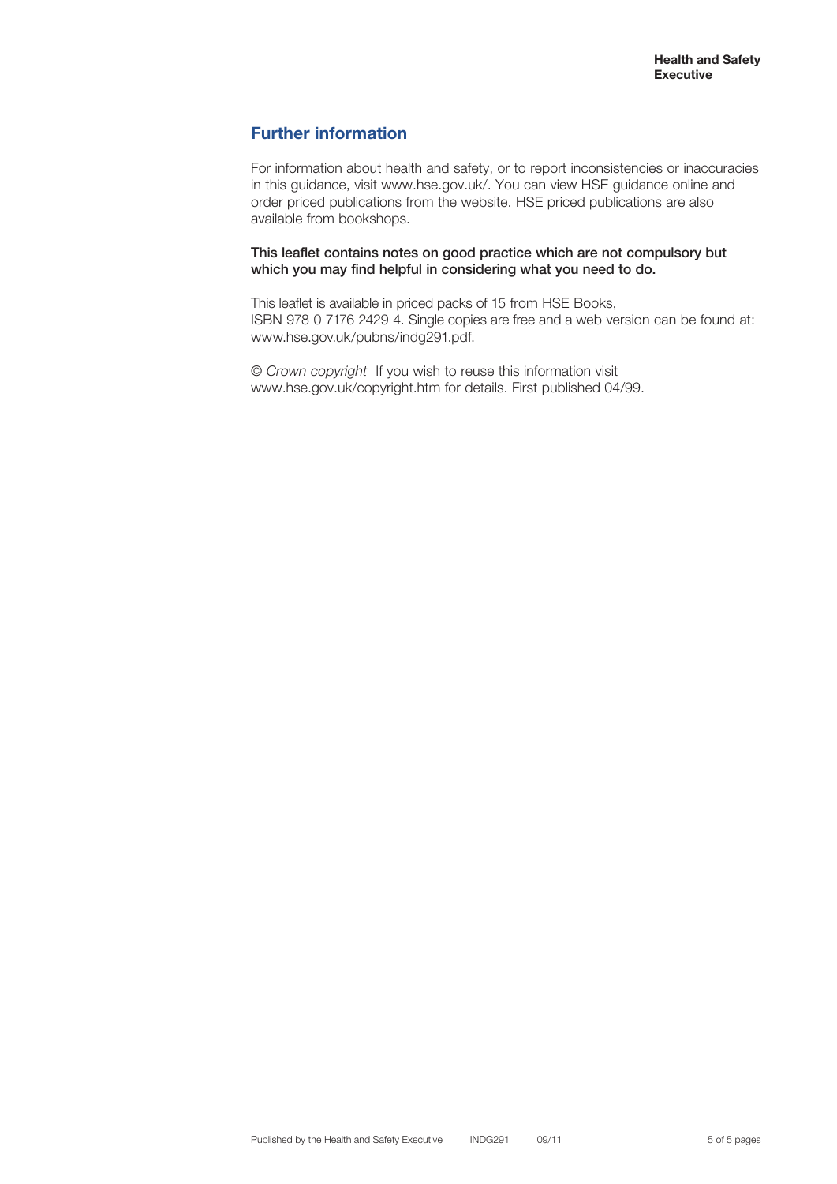## Further information

For information about health and safety, or to report inconsistencies or inaccuracies in this guidance, visit www.hse.gov.uk/. You can view HSE guidance online and order priced publications from the website. HSE priced publications are also available from bookshops.

**This leaflet contains notes on good practice which are not compulsory but which you may find helpful in considering what you need to do.**

This leaflet is available in priced packs of 15 from HSE Books, ISBN 978 0 7176 2429 4. Single copies are free and a web version can be found at: www.hse.gov.uk/pubns/indg291.pdf.

© *Crown copyright* If you wish to reuse this information visit www.hse.gov.uk/copyright.htm for details. First published 04/99.

Published by the Health and Safety Executive INDG291 09/11